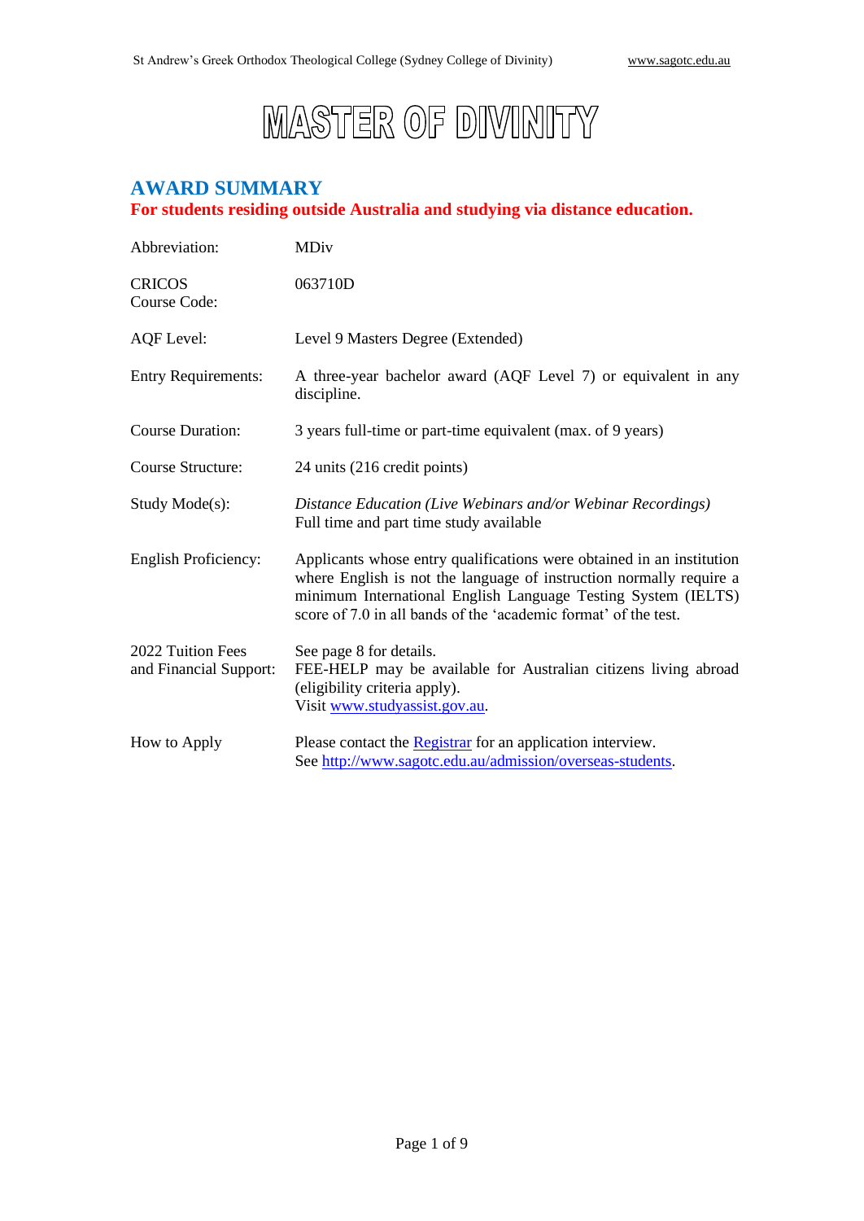# MASTER OF DIVINITY

## AWARD SUMMARY

**For students residing outside Australia and studying via distance education.**

| | |
|---|---|
| Abbreviation: | MDiv |
| CRICOS Course Code: | 063710D |
| AQF Level: | Level 9 Masters Degree (Extended) |
| Entry Requirements: | A three-year bachelor award (AQF Level 7) or equivalent in any discipline. |
| Course Duration: | 3 years full-time or part-time equivalent (max. of 9 years) |
| Course Structure: | 24 units (216 credit points) |
| Study Mode(s): | *Distance Education (Live Webinars and/or Webinar Recordings)*<br>Full time and part time study available |
| English Proficiency: | Applicants whose entry qualifications were obtained in an institution where English is not the language of instruction normally require a minimum International English Language Testing System (IELTS) score of 7.0 in all bands of the 'academic format' of the test. |
| 2022 Tuition Fees and Financial Support: | See page 8 for details.<br>FEE-HELP may be available for Australian citizens living abroad (eligibility criteria apply).<br>Visit www.studyassist.gov.au. |
| How to Apply | Please contact the Registrar for an application interview.<br>See http://www.sagotc.edu.au/admission/overseas-students. |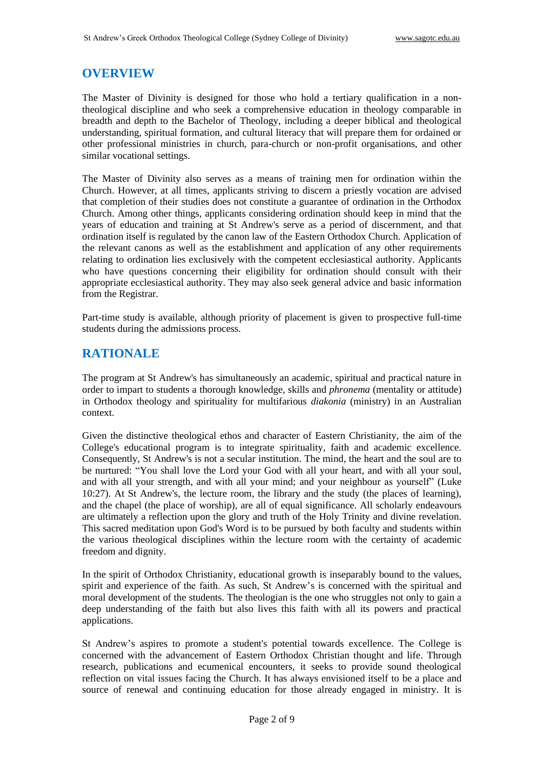## OVERVIEW

The Master of Divinity is designed for those who hold a tertiary qualification in a non-theological discipline and who seek a comprehensive education in theology comparable in breadth and depth to the Bachelor of Theology, including a deeper biblical and theological understanding, spiritual formation, and cultural literacy that will prepare them for ordained or other professional ministries in church, para-church or non-profit organisations, and other similar vocational settings.

The Master of Divinity also serves as a means of training men for ordination within the Church. However, at all times, applicants striving to discern a priestly vocation are advised that completion of their studies does not constitute a guarantee of ordination in the Orthodox Church. Among other things, applicants considering ordination should keep in mind that the years of education and training at St Andrew's serve as a period of discernment, and that ordination itself is regulated by the canon law of the Eastern Orthodox Church. Application of the relevant canons as well as the establishment and application of any other requirements relating to ordination lies exclusively with the competent ecclesiastical authority. Applicants who have questions concerning their eligibility for ordination should consult with their appropriate ecclesiastical authority. They may also seek general advice and basic information from the Registrar.

Part-time study is available, although priority of placement is given to prospective full-time students during the admissions process.

## RATIONALE

The program at St Andrew's has simultaneously an academic, spiritual and practical nature in order to impart to students a thorough knowledge, skills and *phronema* (mentality or attitude) in Orthodox theology and spirituality for multifarious *diakonia* (ministry) in an Australian context.

Given the distinctive theological ethos and character of Eastern Christianity, the aim of the College's educational program is to integrate spirituality, faith and academic excellence. Consequently, St Andrew's is not a secular institution. The mind, the heart and the soul are to be nurtured: "You shall love the Lord your God with all your heart, and with all your soul, and with all your strength, and with all your mind; and your neighbour as yourself" (Luke 10:27). At St Andrew's, the lecture room, the library and the study (the places of learning), and the chapel (the place of worship), are all of equal significance. All scholarly endeavours are ultimately a reflection upon the glory and truth of the Holy Trinity and divine revelation. This sacred meditation upon God's Word is to be pursued by both faculty and students within the various theological disciplines within the lecture room with the certainty of academic freedom and dignity.

In the spirit of Orthodox Christianity, educational growth is inseparably bound to the values, spirit and experience of the faith. As such, St Andrew's is concerned with the spiritual and moral development of the students. The theologian is the one who struggles not only to gain a deep understanding of the faith but also lives this faith with all its powers and practical applications.

St Andrew's aspires to promote a student's potential towards excellence. The College is concerned with the advancement of Eastern Orthodox Christian thought and life. Through research, publications and ecumenical encounters, it seeks to provide sound theological reflection on vital issues facing the Church. It has always envisioned itself to be a place and source of renewal and continuing education for those already engaged in ministry. It is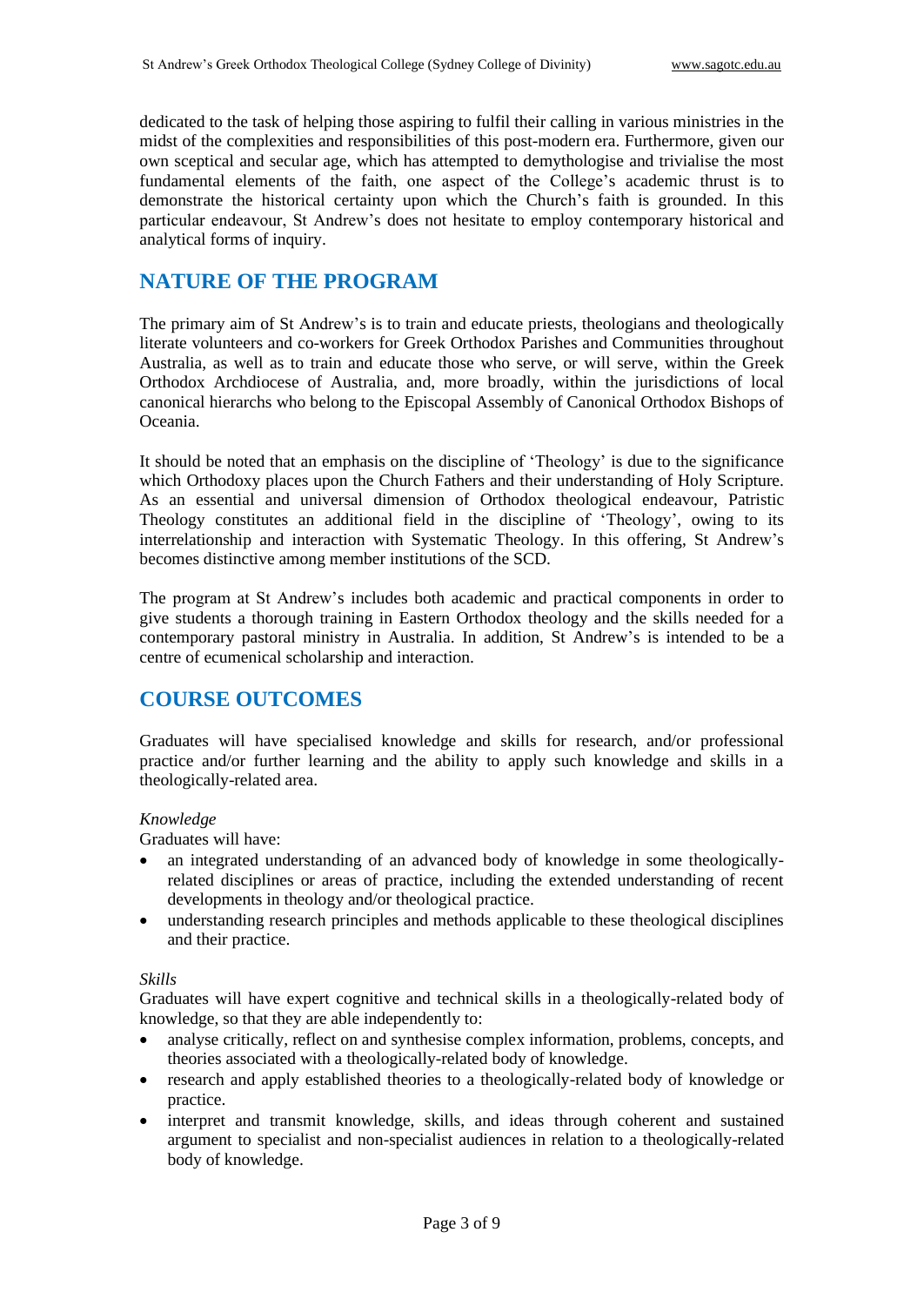dedicated to the task of helping those aspiring to fulfil their calling in various ministries in the midst of the complexities and responsibilities of this post-modern era. Furthermore, given our own sceptical and secular age, which has attempted to demythologise and trivialise the most fundamental elements of the faith, one aspect of the College's academic thrust is to demonstrate the historical certainty upon which the Church's faith is grounded. In this particular endeavour, St Andrew's does not hesitate to employ contemporary historical and analytical forms of inquiry.

## NATURE OF THE PROGRAM

The primary aim of St Andrew's is to train and educate priests, theologians and theologically literate volunteers and co-workers for Greek Orthodox Parishes and Communities throughout Australia, as well as to train and educate those who serve, or will serve, within the Greek Orthodox Archdiocese of Australia, and, more broadly, within the jurisdictions of local canonical hierarchs who belong to the Episcopal Assembly of Canonical Orthodox Bishops of Oceania.

It should be noted that an emphasis on the discipline of 'Theology' is due to the significance which Orthodoxy places upon the Church Fathers and their understanding of Holy Scripture. As an essential and universal dimension of Orthodox theological endeavour, Patristic Theology constitutes an additional field in the discipline of 'Theology', owing to its interrelationship and interaction with Systematic Theology. In this offering, St Andrew's becomes distinctive among member institutions of the SCD.

The program at St Andrew's includes both academic and practical components in order to give students a thorough training in Eastern Orthodox theology and the skills needed for a contemporary pastoral ministry in Australia. In addition, St Andrew's is intended to be a centre of ecumenical scholarship and interaction.

## COURSE OUTCOMES

Graduates will have specialised knowledge and skills for research, and/or professional practice and/or further learning and the ability to apply such knowledge and skills in a theologically-related area.

*Knowledge*

Graduates will have:

- an integrated understanding of an advanced body of knowledge in some theologically-related disciplines or areas of practice, including the extended understanding of recent developments in theology and/or theological practice.
- understanding research principles and methods applicable to these theological disciplines and their practice.

*Skills*

Graduates will have expert cognitive and technical skills in a theologically-related body of knowledge, so that they are able independently to:

- analyse critically, reflect on and synthesise complex information, problems, concepts, and theories associated with a theologically-related body of knowledge.
- research and apply established theories to a theologically-related body of knowledge or practice.
- interpret and transmit knowledge, skills, and ideas through coherent and sustained argument to specialist and non-specialist audiences in relation to a theologically-related body of knowledge.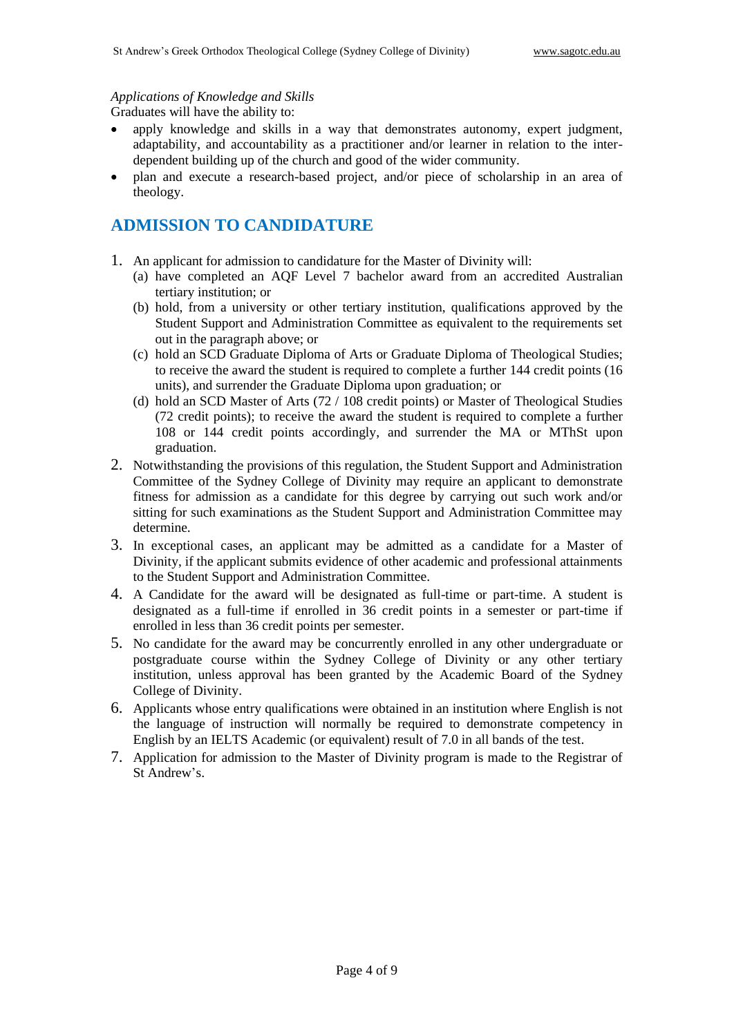*Applications of Knowledge and Skills*

Graduates will have the ability to:

- apply knowledge and skills in a way that demonstrates autonomy, expert judgment, adaptability, and accountability as a practitioner and/or learner in relation to the inter-dependent building up of the church and good of the wider community.
- plan and execute a research-based project, and/or piece of scholarship in an area of theology.

## ADMISSION TO CANDIDATURE

1. An applicant for admission to candidature for the Master of Divinity will:
   (a) have completed an AQF Level 7 bachelor award from an accredited Australian tertiary institution; or
   (b) hold, from a university or other tertiary institution, qualifications approved by the Student Support and Administration Committee as equivalent to the requirements set out in the paragraph above; or
   (c) hold an SCD Graduate Diploma of Arts or Graduate Diploma of Theological Studies; to receive the award the student is required to complete a further 144 credit points (16 units), and surrender the Graduate Diploma upon graduation; or
   (d) hold an SCD Master of Arts (72 / 108 credit points) or Master of Theological Studies (72 credit points); to receive the award the student is required to complete a further 108 or 144 credit points accordingly, and surrender the MA or MThSt upon graduation.
2. Notwithstanding the provisions of this regulation, the Student Support and Administration Committee of the Sydney College of Divinity may require an applicant to demonstrate fitness for admission as a candidate for this degree by carrying out such work and/or sitting for such examinations as the Student Support and Administration Committee may determine.
3. In exceptional cases, an applicant may be admitted as a candidate for a Master of Divinity, if the applicant submits evidence of other academic and professional attainments to the Student Support and Administration Committee.
4. A Candidate for the award will be designated as full-time or part-time. A student is designated as a full-time if enrolled in 36 credit points in a semester or part-time if enrolled in less than 36 credit points per semester.
5. No candidate for the award may be concurrently enrolled in any other undergraduate or postgraduate course within the Sydney College of Divinity or any other tertiary institution, unless approval has been granted by the Academic Board of the Sydney College of Divinity.
6. Applicants whose entry qualifications were obtained in an institution where English is not the language of instruction will normally be required to demonstrate competency in English by an IELTS Academic (or equivalent) result of 7.0 in all bands of the test.
7. Application for admission to the Master of Divinity program is made to the Registrar of St Andrew's.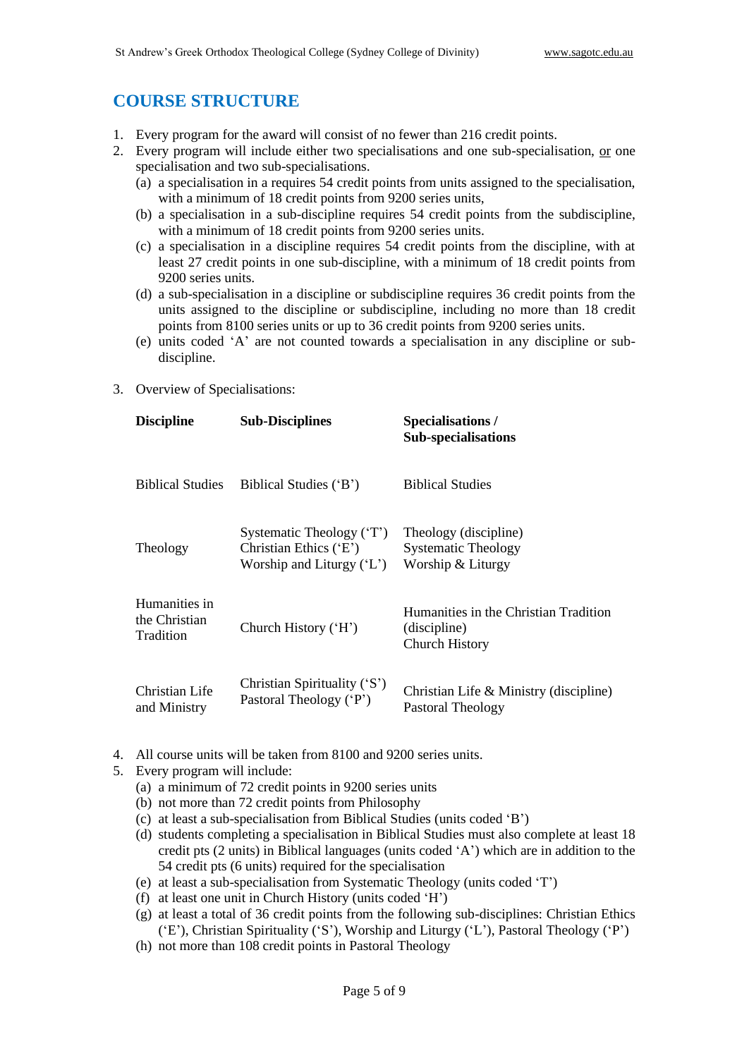## COURSE STRUCTURE

1. Every program for the award will consist of no fewer than 216 credit points.
2. Every program will include either two specialisations and one sub-specialisation, or one specialisation and two sub-specialisations.
   - (a) a specialisation in a requires 54 credit points from units assigned to the specialisation, with a minimum of 18 credit points from 9200 series units,
   - (b) a specialisation in a sub-discipline requires 54 credit points from the subdiscipline, with a minimum of 18 credit points from 9200 series units.
   - (c) a specialisation in a discipline requires 54 credit points from the discipline, with at least 27 credit points in one sub-discipline, with a minimum of 18 credit points from 9200 series units.
   - (d) a sub-specialisation in a discipline or subdiscipline requires 36 credit points from the units assigned to the discipline or subdiscipline, including no more than 18 credit points from 8100 series units or up to 36 credit points from 9200 series units.
   - (e) units coded 'A' are not counted towards a specialisation in any discipline or sub-discipline.
3. Overview of Specialisations:

| Discipline | Sub-Disciplines | Specialisations / Sub-specialisations |
|---|---|---|
| Biblical Studies | Biblical Studies ('B') | Biblical Studies |
| Theology | Systematic Theology ('T')<br>Christian Ethics ('E')<br>Worship and Liturgy ('L') | Theology (discipline)<br>Systematic Theology<br>Worship & Liturgy |
| Humanities in the Christian Tradition | Church History ('H') | Humanities in the Christian Tradition (discipline)<br>Church History |
| Christian Life and Ministry | Christian Spirituality ('S')<br>Pastoral Theology ('P') | Christian Life & Ministry (discipline)<br>Pastoral Theology |

4. All course units will be taken from 8100 and 9200 series units.
5. Every program will include:
   - (a) a minimum of 72 credit points in 9200 series units
   - (b) not more than 72 credit points from Philosophy
   - (c) at least a sub-specialisation from Biblical Studies (units coded 'B')
   - (d) students completing a specialisation in Biblical Studies must also complete at least 18 credit pts (2 units) in Biblical languages (units coded 'A') which are in addition to the 54 credit pts (6 units) required for the specialisation
   - (e) at least a sub-specialisation from Systematic Theology (units coded 'T')
   - (f) at least one unit in Church History (units coded 'H')
   - (g) at least a total of 36 credit points from the following sub-disciplines: Christian Ethics ('E'), Christian Spirituality ('S'), Worship and Liturgy ('L'), Pastoral Theology ('P')
   - (h) not more than 108 credit points in Pastoral Theology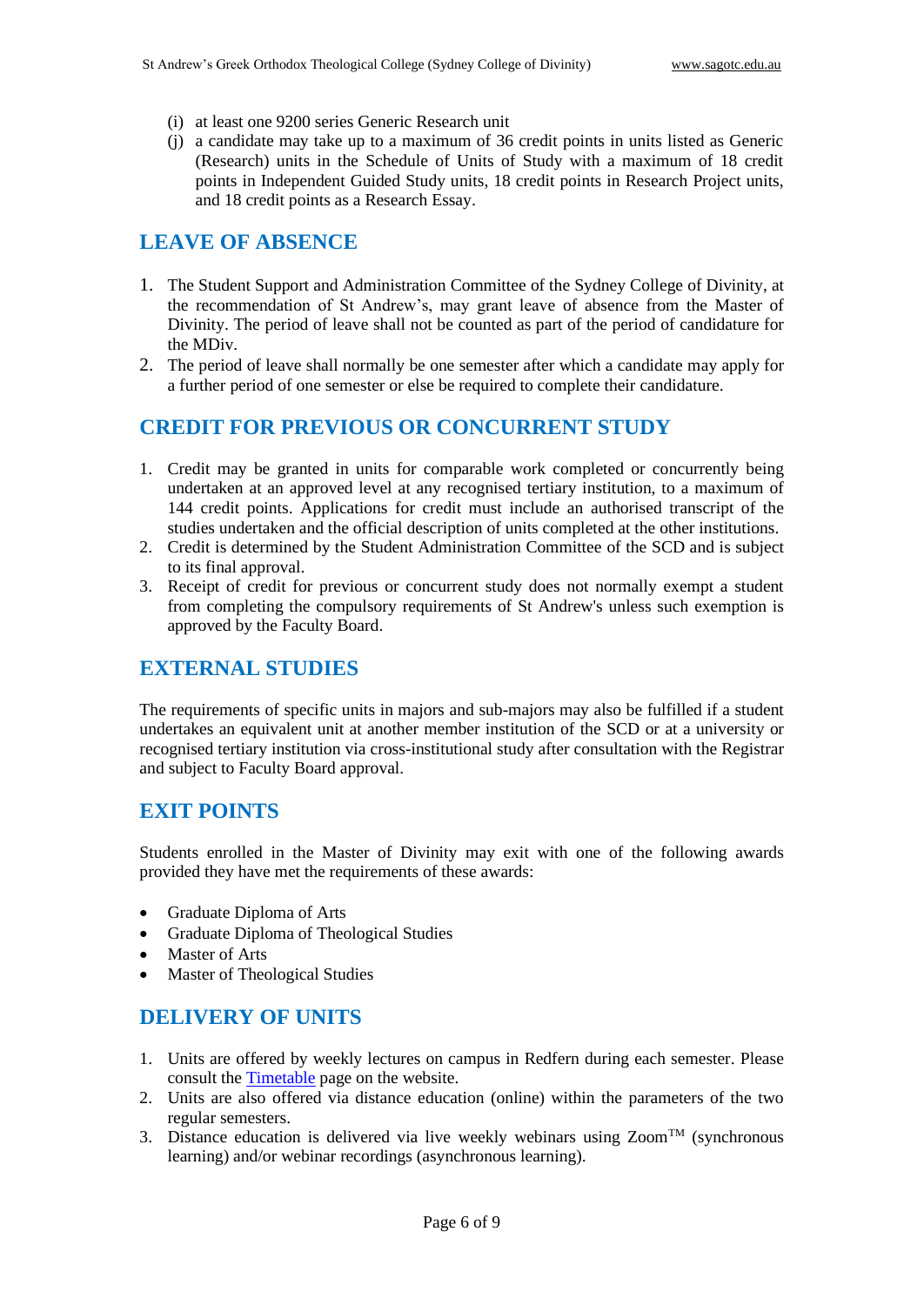(i) at least one 9200 series Generic Research unit

(j) a candidate may take up to a maximum of 36 credit points in units listed as Generic (Research) units in the Schedule of Units of Study with a maximum of 18 credit points in Independent Guided Study units, 18 credit points in Research Project units, and 18 credit points as a Research Essay.

## LEAVE OF ABSENCE

1. The Student Support and Administration Committee of the Sydney College of Divinity, at the recommendation of St Andrew's, may grant leave of absence from the Master of Divinity. The period of leave shall not be counted as part of the period of candidature for the MDiv.
2. The period of leave shall normally be one semester after which a candidate may apply for a further period of one semester or else be required to complete their candidature.

## CREDIT FOR PREVIOUS OR CONCURRENT STUDY

1. Credit may be granted in units for comparable work completed or concurrently being undertaken at an approved level at any recognised tertiary institution, to a maximum of 144 credit points. Applications for credit must include an authorised transcript of the studies undertaken and the official description of units completed at the other institutions.
2. Credit is determined by the Student Administration Committee of the SCD and is subject to its final approval.
3. Receipt of credit for previous or concurrent study does not normally exempt a student from completing the compulsory requirements of St Andrew's unless such exemption is approved by the Faculty Board.

## EXTERNAL STUDIES

The requirements of specific units in majors and sub-majors may also be fulfilled if a student undertakes an equivalent unit at another member institution of the SCD or at a university or recognised tertiary institution via cross-institutional study after consultation with the Registrar and subject to Faculty Board approval.

## EXIT POINTS

Students enrolled in the Master of Divinity may exit with one of the following awards provided they have met the requirements of these awards:

- Graduate Diploma of Arts
- Graduate Diploma of Theological Studies
- Master of Arts
- Master of Theological Studies

## DELIVERY OF UNITS

1. Units are offered by weekly lectures on campus in Redfern during each semester. Please consult the [Timetable] page on the website.
2. Units are also offered via distance education (online) within the parameters of the two regular semesters.
3. Distance education is delivered via live weekly webinars using Zoom™ (synchronous learning) and/or webinar recordings (asynchronous learning).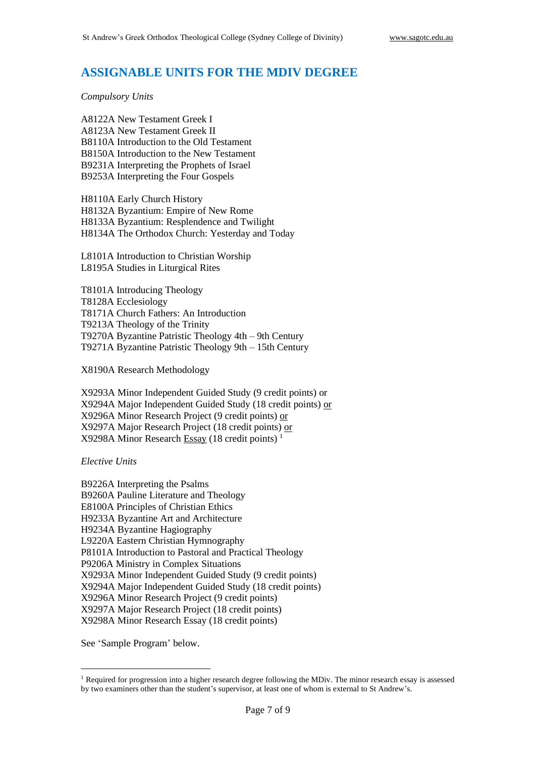## ASSIGNABLE UNITS FOR THE MDIV DEGREE

*Compulsory Units*

A8122A New Testament Greek I
A8123A New Testament Greek II
B8110A Introduction to the Old Testament
B8150A Introduction to the New Testament
B9231A Interpreting the Prophets of Israel
B9253A Interpreting the Four Gospels

H8110A Early Church History
H8132A Byzantium: Empire of New Rome
H8133A Byzantium: Resplendence and Twilight
H8134A The Orthodox Church: Yesterday and Today

L8101A Introduction to Christian Worship
L8195A Studies in Liturgical Rites

T8101A Introducing Theology
T8128A Ecclesiology
T8171A Church Fathers: An Introduction
T9213A Theology of the Trinity
T9270A Byzantine Patristic Theology 4th – 9th Century
T9271A Byzantine Patristic Theology 9th – 15th Century

X8190A Research Methodology

X9293A Minor Independent Guided Study (9 credit points) or
X9294A Major Independent Guided Study (18 credit points) or
X9296A Minor Research Project (9 credit points) or
X9297A Major Research Project (18 credit points) or
X9298A Minor Research Essay (18 credit points) [1]

*Elective Units*

B9226A Interpreting the Psalms
B9260A Pauline Literature and Theology
E8100A Principles of Christian Ethics
H9233A Byzantine Art and Architecture
H9234A Byzantine Hagiography
L9220A Eastern Christian Hymnography
P8101A Introduction to Pastoral and Practical Theology
P9206A Ministry in Complex Situations
X9293A Minor Independent Guided Study (9 credit points)
X9294A Major Independent Guided Study (18 credit points)
X9296A Minor Research Project (9 credit points)
X9297A Major Research Project (18 credit points)
X9298A Minor Research Essay (18 credit points)

See 'Sample Program' below.

[1] Required for progression into a higher research degree following the MDiv. The minor research essay is assessed by two examiners other than the student's supervisor, at least one of whom is external to St Andrew's.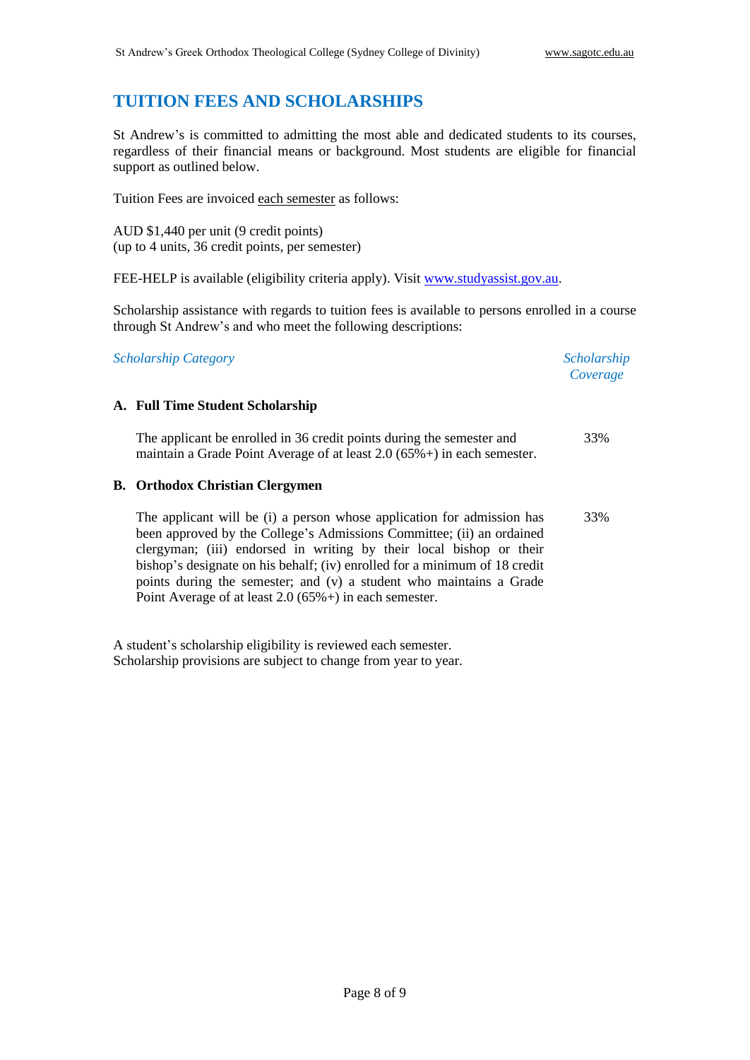## TUITION FEES AND SCHOLARSHIPS

St Andrew's is committed to admitting the most able and dedicated students to its courses, regardless of their financial means or background. Most students are eligible for financial support as outlined below.

Tuition Fees are invoiced each semester as follows:

AUD $1,440 per unit (9 credit points)
(up to 4 units, 36 credit points, per semester)

FEE-HELP is available (eligibility criteria apply). Visit www.studyassist.gov.au.

Scholarship assistance with regards to tuition fees is available to persons enrolled in a course through St Andrew's and who meet the following descriptions:

| *Scholarship Category* | *Scholarship Coverage* |
|---|---|
| **A. Full Time Student Scholarship** | |
| The applicant be enrolled in 36 credit points during the semester and maintain a Grade Point Average of at least 2.0 (65%+) in each semester. | 33% |
| **B. Orthodox Christian Clergymen** | |
| The applicant will be (i) a person whose application for admission has been approved by the College's Admissions Committee; (ii) an ordained clergyman; (iii) endorsed in writing by their local bishop or their bishop's designate on his behalf; (iv) enrolled for a minimum of 18 credit points during the semester; and (v) a student who maintains a Grade Point Average of at least 2.0 (65%+) in each semester. | 33% |

A student's scholarship eligibility is reviewed each semester.
Scholarship provisions are subject to change from year to year.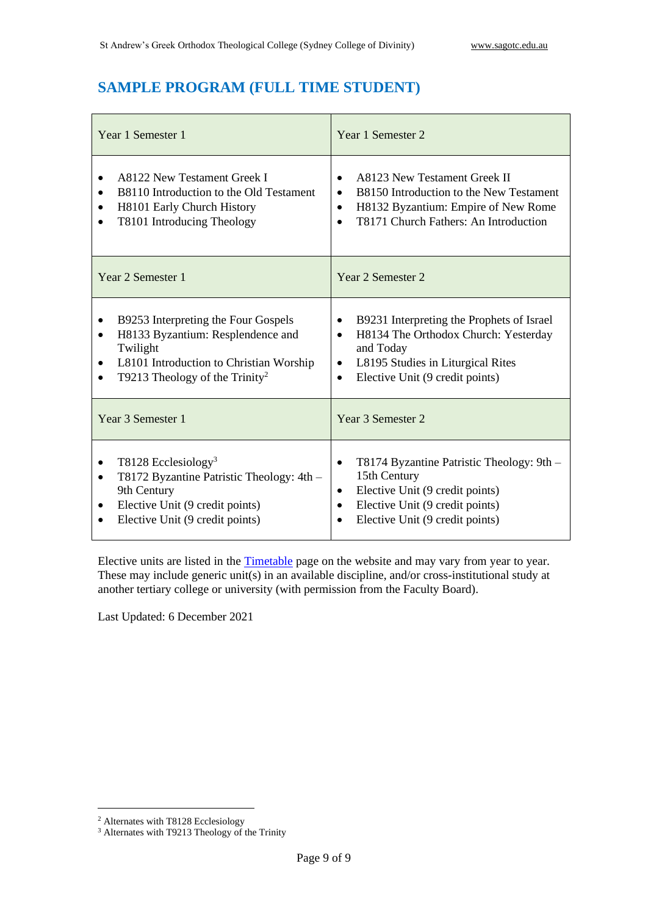## SAMPLE PROGRAM (FULL TIME STUDENT)

| Year 1 Semester 1 | Year 1 Semester 2 |
|---|---|
| • A8122 New Testament Greek I<br>• B8110 Introduction to the Old Testament<br>• H8101 Early Church History<br>• T8101 Introducing Theology | • A8123 New Testament Greek II<br>• B8150 Introduction to the New Testament<br>• H8132 Byzantium: Empire of New Rome<br>• T8171 Church Fathers: An Introduction |
| **Year 2 Semester 1** | **Year 2 Semester 2** |
| • B9253 Interpreting the Four Gospels<br>• H8133 Byzantium: Resplendence and Twilight<br>• L8101 Introduction to Christian Worship<br>• T9213 Theology of the Trinity[2] | • B9231 Interpreting the Prophets of Israel<br>• H8134 The Orthodox Church: Yesterday and Today<br>• L8195 Studies in Liturgical Rites<br>• Elective Unit (9 credit points) |
| **Year 3 Semester 1** | **Year 3 Semester 2** |
| • T8128 Ecclesiology[3]<br>• T8172 Byzantine Patristic Theology: 4th – 9th Century<br>• Elective Unit (9 credit points)<br>• Elective Unit (9 credit points) | • T8174 Byzantine Patristic Theology: 9th – 15th Century<br>• Elective Unit (9 credit points)<br>• Elective Unit (9 credit points)<br>• Elective Unit (9 credit points) |

Elective units are listed in the Timetable page on the website and may vary from year to year. These may include generic unit(s) in an available discipline, and/or cross-institutional study at another tertiary college or university (with permission from the Faculty Board).

Last Updated: 6 December 2021

---

[2] Alternates with T8128 Ecclesiology

[3] Alternates with T9213 Theology of the Trinity